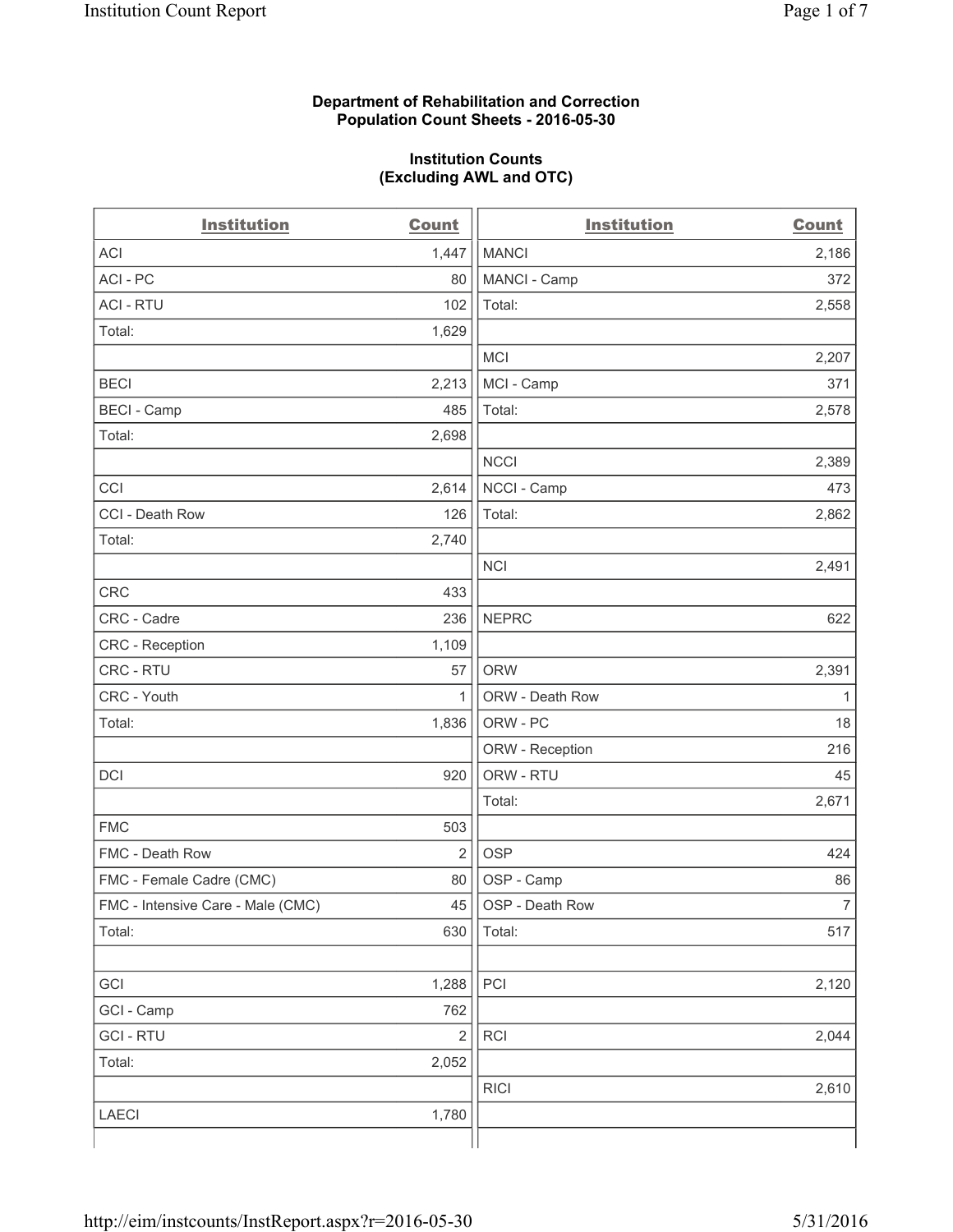**Department of Rehabilitation and Correction**
**Population Count Sheets - 2016-05-30**

**Institution Counts**
**(Excluding AWL and OTC)**

| Institution | Count | Institution | Count |
|---|---|---|---|
| ACI | 1,447 | MANCI | 2,186 |
| ACI - PC | 80 | MANCI - Camp | 372 |
| ACI - RTU | 102 | Total: | 2,558 |
| Total: | 1,629 | | |
| | | MCI | 2,207 |
| BECI | 2,213 | MCI - Camp | 371 |
| BECI - Camp | 485 | Total: | 2,578 |
| Total: | 2,698 | | |
| | | NCCI | 2,389 |
| CCI | 2,614 | NCCI - Camp | 473 |
| CCI - Death Row | 126 | Total: | 2,862 |
| Total: | 2,740 | | |
| | | NCI | 2,491 |
| CRC | 433 | | |
| CRC - Cadre | 236 | NEPRC | 622 |
| CRC - Reception | 1,109 | | |
| CRC - RTU | 57 | ORW | 2,391 |
| CRC - Youth | 1 | ORW - Death Row | 1 |
| Total: | 1,836 | ORW - PC | 18 |
| | | ORW - Reception | 216 |
| DCI | 920 | ORW - RTU | 45 |
| | | Total: | 2,671 |
| FMC | 503 | | |
| FMC - Death Row | 2 | OSP | 424 |
| FMC - Female Cadre (CMC) | 80 | OSP - Camp | 86 |
| FMC - Intensive Care - Male (CMC) | 45 | OSP - Death Row | 7 |
| Total: | 630 | Total: | 517 |
| | | | |
| GCI | 1,288 | PCI | 2,120 |
| GCI - Camp | 762 | | |
| GCI - RTU | 2 | RCI | 2,044 |
| Total: | 2,052 | | |
| | | RICI | 2,610 |
| LAECI | 1,780 | | |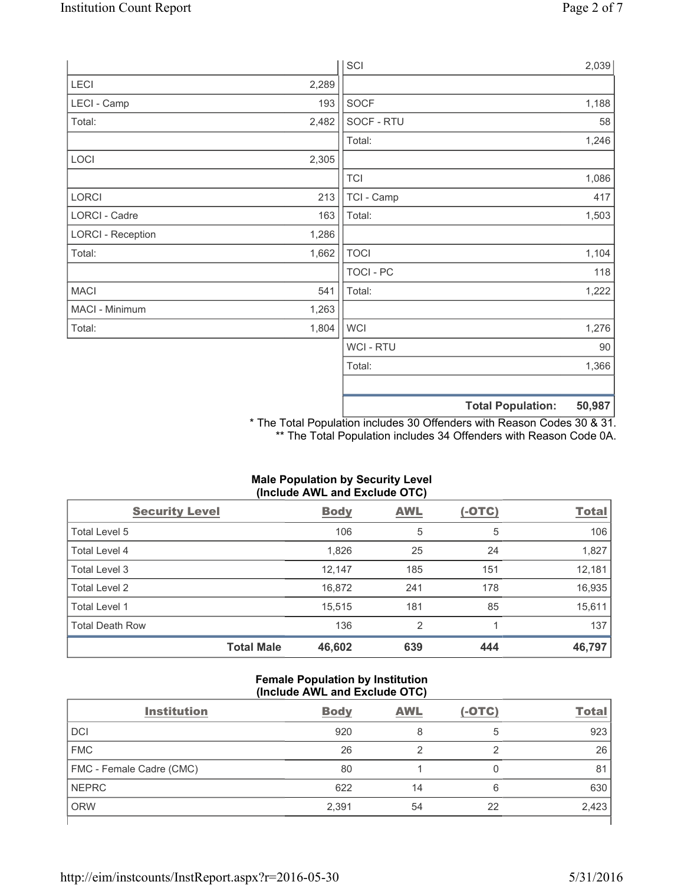| | | | |
|---|---|---|---|
| | | SCI | 2,039 |
| LECI | 2,289 | | |
| LECI - Camp | 193 | SOCF | 1,188 |
| Total: | 2,482 | SOCF - RTU | 58 |
| | | Total: | 1,246 |
| LOCI | 2,305 | | |
| | | TCI | 1,086 |
| LORCI | 213 | TCI - Camp | 417 |
| LORCI - Cadre | 163 | Total: | 1,503 |
| LORCI - Reception | 1,286 | | |
| Total: | 1,662 | TOCI | 1,104 |
| | | TOCI - PC | 118 |
| MACI | 541 | Total: | 1,222 |
| MACI - Minimum | 1,263 | | |
| Total: | 1,804 | WCI | 1,276 |
| | | WCI - RTU | 90 |
| | | Total: | 1,366 |
| | | | |
| | | **Total Population:** | **50,987** |

* The Total Population includes 30 Offenders with Reason Codes 30 & 31.
** The Total Population includes 34 Offenders with Reason Code 0A.

**Male Population by Security Level (Include AWL and Exclude OTC)**

| Security Level | Body | AWL | (-OTC) | Total |
|---|---|---|---|---|
| Total Level 5 | 106 | 5 | 5 | 106 |
| Total Level 4 | 1,826 | 25 | 24 | 1,827 |
| Total Level 3 | 12,147 | 185 | 151 | 12,181 |
| Total Level 2 | 16,872 | 241 | 178 | 16,935 |
| Total Level 1 | 15,515 | 181 | 85 | 15,611 |
| Total Death Row | 136 | 2 | 1 | 137 |
| **Total Male** | **46,602** | **639** | **444** | **46,797** |

**Female Population by Institution (Include AWL and Exclude OTC)**

| Institution | Body | AWL | (-OTC) | Total |
|---|---|---|---|---|
| DCI | 920 | 8 | 5 | 923 |
| FMC | 26 | 2 | 2 | 26 |
| FMC - Female Cadre (CMC) | 80 | 1 | 0 | 81 |
| NEPRC | 622 | 14 | 6 | 630 |
| ORW | 2,391 | 54 | 22 | 2,423 |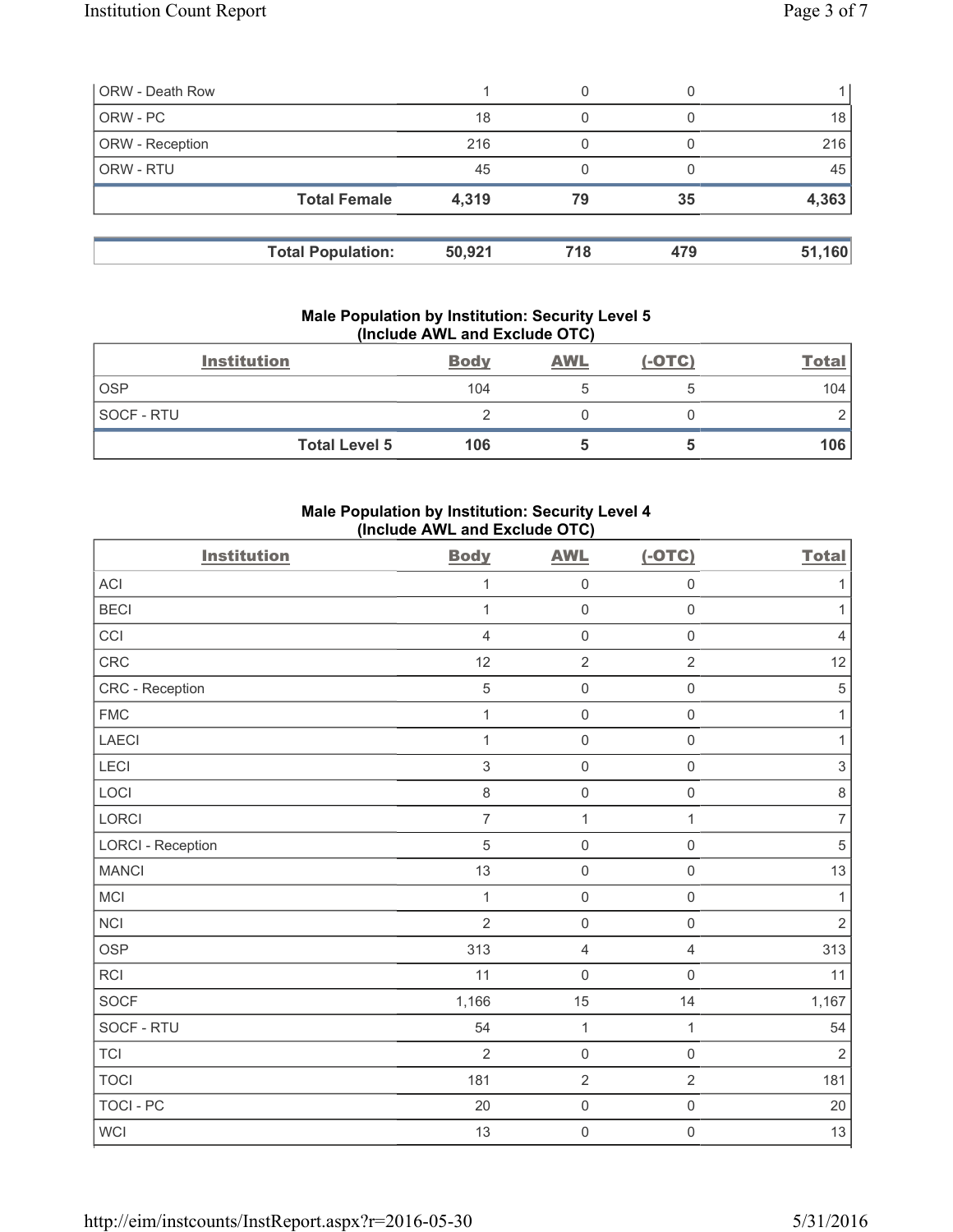| ORW - Death Row | 1 | 0 | 0 | 1 |
|---|---|---|---|---|
| ORW - PC | 18 | 0 | 0 | 18 |
| ORW - Reception | 216 | 0 | 0 | 216 |
| ORW - RTU | 45 | 0 | 0 | 45 |
| **Total Female** | **4,319** | **79** | **35** | **4,363** |

| **Total Population:** | **50,921** | **718** | **479** | **51,160** |
|---|---|---|---|---|

### Male Population by Institution: Security Level 5 (Include AWL and Exclude OTC)

| Institution | Body | AWL | (-OTC) | Total |
|---|---|---|---|---|
| OSP | 104 | 5 | 5 | 104 |
| SOCF - RTU | 2 | 0 | 0 | 2 |
| **Total Level 5** | **106** | **5** | **5** | **106** |

### Male Population by Institution: Security Level 4 (Include AWL and Exclude OTC)

| Institution | Body | AWL | (-OTC) | Total |
|---|---|---|---|---|
| ACI | 1 | 0 | 0 | 1 |
| BECI | 1 | 0 | 0 | 1 |
| CCI | 4 | 0 | 0 | 4 |
| CRC | 12 | 2 | 2 | 12 |
| CRC - Reception | 5 | 0 | 0 | 5 |
| FMC | 1 | 0 | 0 | 1 |
| LAECI | 1 | 0 | 0 | 1 |
| LECI | 3 | 0 | 0 | 3 |
| LOCI | 8 | 0 | 0 | 8 |
| LORCI | 7 | 1 | 1 | 7 |
| LORCI - Reception | 5 | 0 | 0 | 5 |
| MANCI | 13 | 0 | 0 | 13 |
| MCI | 1 | 0 | 0 | 1 |
| NCI | 2 | 0 | 0 | 2 |
| OSP | 313 | 4 | 4 | 313 |
| RCI | 11 | 0 | 0 | 11 |
| SOCF | 1,166 | 15 | 14 | 1,167 |
| SOCF - RTU | 54 | 1 | 1 | 54 |
| TCI | 2 | 0 | 0 | 2 |
| TOCI | 181 | 2 | 2 | 181 |
| TOCI - PC | 20 | 0 | 0 | 20 |
| WCI | 13 | 0 | 0 | 13 |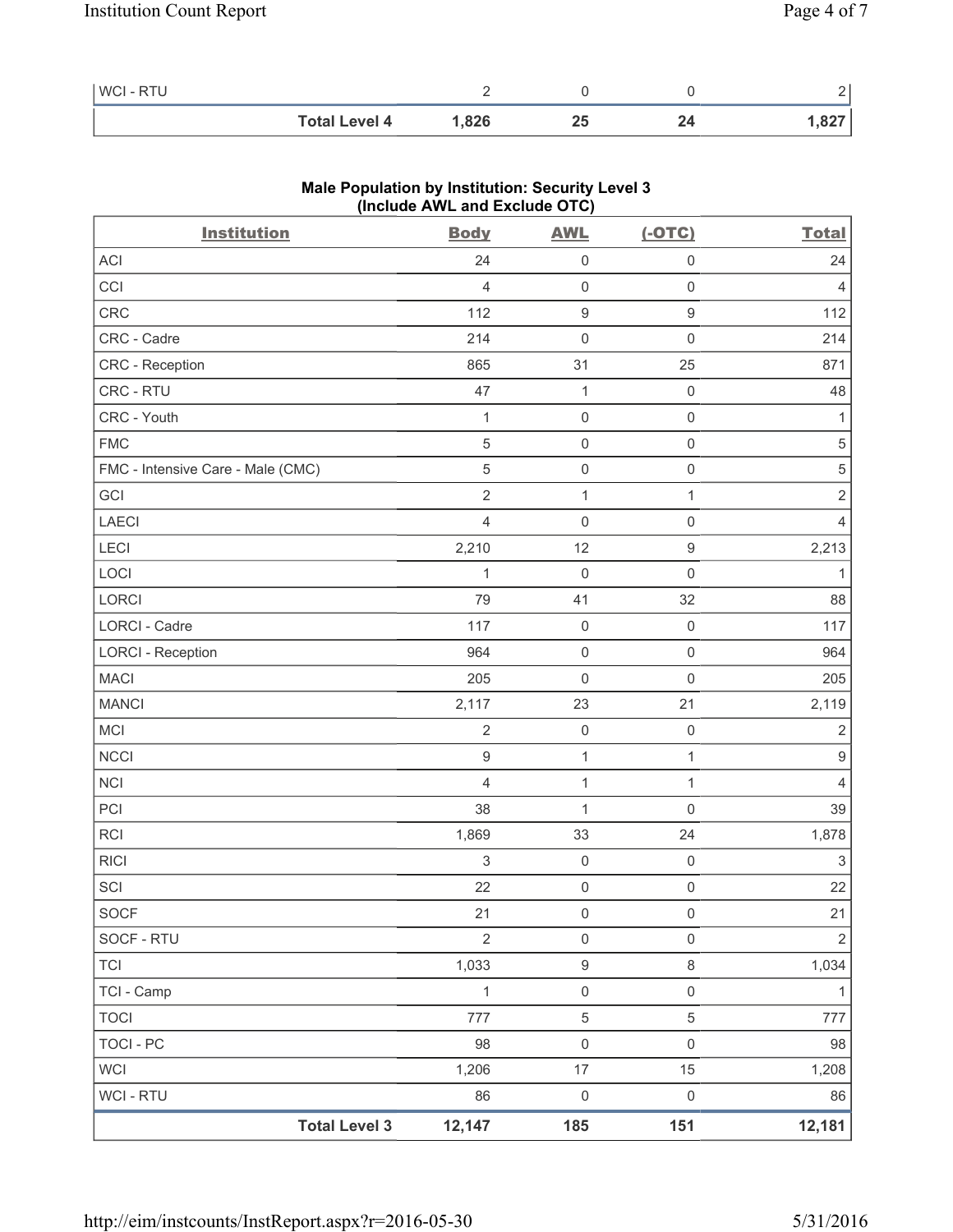| WCI - RTU | 2 | 0 | 0 | 2 |
|---|---|---|---|---|
| **Total Level 4** | **1,826** | **25** | **24** | **1,827** |

### Male Population by Institution: Security Level 3 (Include AWL and Exclude OTC)

| Institution | Body | AWL | (-OTC) | Total |
|---|---|---|---|---|
| ACI | 24 | 0 | 0 | 24 |
| CCI | 4 | 0 | 0 | 4 |
| CRC | 112 | 9 | 9 | 112 |
| CRC - Cadre | 214 | 0 | 0 | 214 |
| CRC - Reception | 865 | 31 | 25 | 871 |
| CRC - RTU | 47 | 1 | 0 | 48 |
| CRC - Youth | 1 | 0 | 0 | 1 |
| FMC | 5 | 0 | 0 | 5 |
| FMC - Intensive Care - Male (CMC) | 5 | 0 | 0 | 5 |
| GCI | 2 | 1 | 1 | 2 |
| LAECI | 4 | 0 | 0 | 4 |
| LECI | 2,210 | 12 | 9 | 2,213 |
| LOCI | 1 | 0 | 0 | 1 |
| LORCI | 79 | 41 | 32 | 88 |
| LORCI - Cadre | 117 | 0 | 0 | 117 |
| LORCI - Reception | 964 | 0 | 0 | 964 |
| MACI | 205 | 0 | 0 | 205 |
| MANCI | 2,117 | 23 | 21 | 2,119 |
| MCI | 2 | 0 | 0 | 2 |
| NCCI | 9 | 1 | 1 | 9 |
| NCI | 4 | 1 | 1 | 4 |
| PCI | 38 | 1 | 0 | 39 |
| RCI | 1,869 | 33 | 24 | 1,878 |
| RICI | 3 | 0 | 0 | 3 |
| SCI | 22 | 0 | 0 | 22 |
| SOCF | 21 | 0 | 0 | 21 |
| SOCF - RTU | 2 | 0 | 0 | 2 |
| TCI | 1,033 | 9 | 8 | 1,034 |
| TCI - Camp | 1 | 0 | 0 | 1 |
| TOCI | 777 | 5 | 5 | 777 |
| TOCI - PC | 98 | 0 | 0 | 98 |
| WCI | 1,206 | 17 | 15 | 1,208 |
| WCI - RTU | 86 | 0 | 0 | 86 |
| **Total Level 3** | **12,147** | **185** | **151** | **12,181** |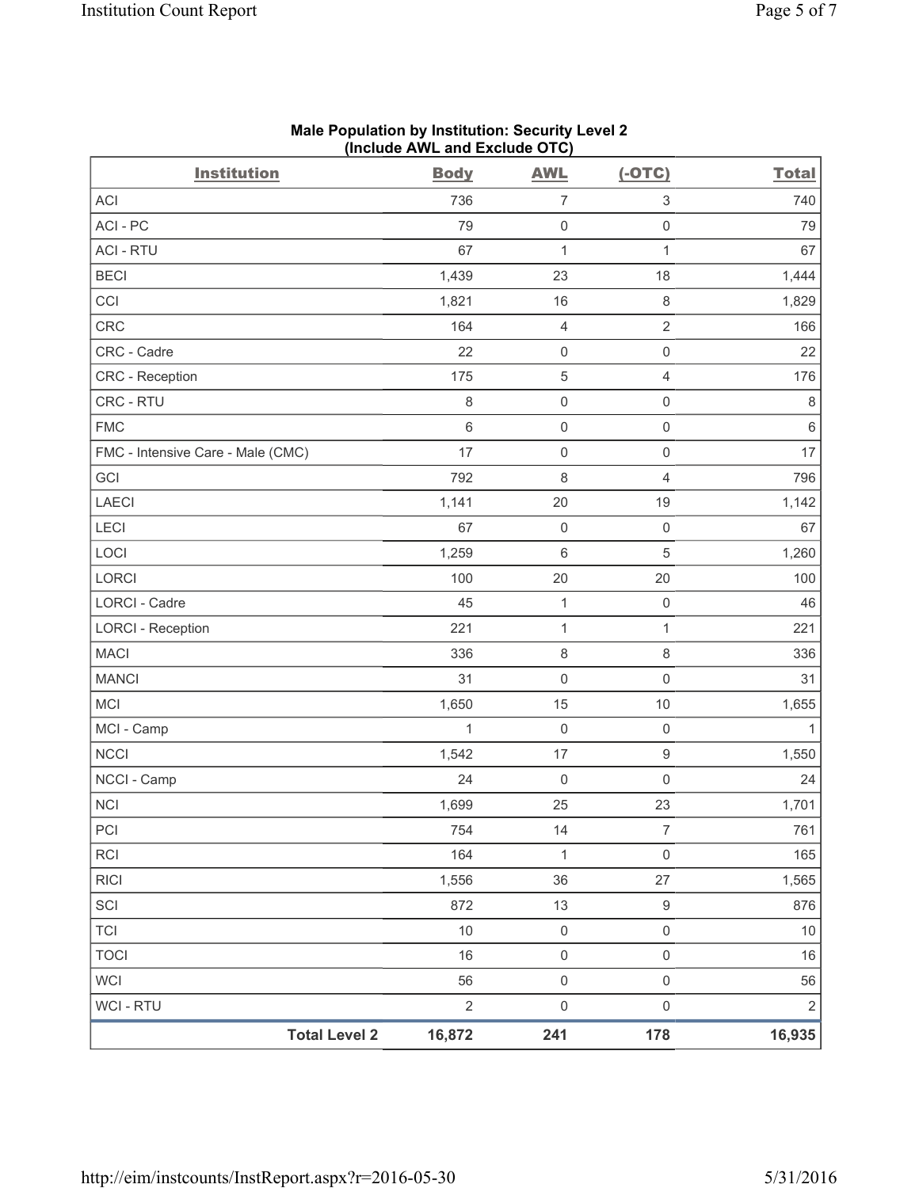**Male Population by Institution: Security Level 2**
**(Include AWL and Exclude OTC)**

| Institution | Body | AWL | (-OTC) | Total |
|---|---|---|---|---|
| ACI | 736 | 7 | 3 | 740 |
| ACI - PC | 79 | 0 | 0 | 79 |
| ACI - RTU | 67 | 1 | 1 | 67 |
| BECI | 1,439 | 23 | 18 | 1,444 |
| CCI | 1,821 | 16 | 8 | 1,829 |
| CRC | 164 | 4 | 2 | 166 |
| CRC - Cadre | 22 | 0 | 0 | 22 |
| CRC - Reception | 175 | 5 | 4 | 176 |
| CRC - RTU | 8 | 0 | 0 | 8 |
| FMC | 6 | 0 | 0 | 6 |
| FMC - Intensive Care - Male (CMC) | 17 | 0 | 0 | 17 |
| GCI | 792 | 8 | 4 | 796 |
| LAECI | 1,141 | 20 | 19 | 1,142 |
| LECI | 67 | 0 | 0 | 67 |
| LOCI | 1,259 | 6 | 5 | 1,260 |
| LORCI | 100 | 20 | 20 | 100 |
| LORCI - Cadre | 45 | 1 | 0 | 46 |
| LORCI - Reception | 221 | 1 | 1 | 221 |
| MACI | 336 | 8 | 8 | 336 |
| MANCI | 31 | 0 | 0 | 31 |
| MCI | 1,650 | 15 | 10 | 1,655 |
| MCI - Camp | 1 | 0 | 0 | 1 |
| NCCI | 1,542 | 17 | 9 | 1,550 |
| NCCI - Camp | 24 | 0 | 0 | 24 |
| NCI | 1,699 | 25 | 23 | 1,701 |
| PCI | 754 | 14 | 7 | 761 |
| RCI | 164 | 1 | 0 | 165 |
| RICI | 1,556 | 36 | 27 | 1,565 |
| SCI | 872 | 13 | 9 | 876 |
| TCI | 10 | 0 | 0 | 10 |
| TOCI | 16 | 0 | 0 | 16 |
| WCI | 56 | 0 | 0 | 56 |
| WCI - RTU | 2 | 0 | 0 | 2 |
| **Total Level 2** | **16,872** | **241** | **178** | **16,935** |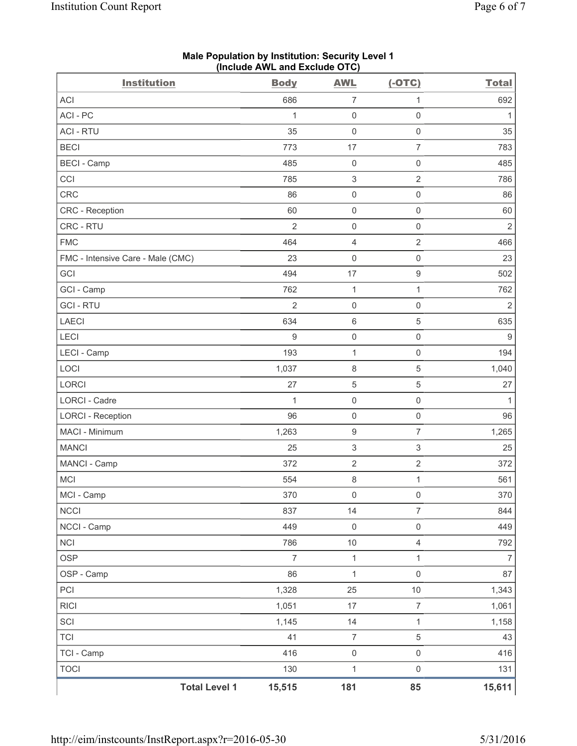**Male Population by Institution: Security Level 1**
**(Include AWL and Exclude OTC)**

| Institution | Body | AWL | (-OTC) | Total |
|---|---|---|---|---|
| ACI | 686 | 7 | 1 | 692 |
| ACI - PC | 1 | 0 | 0 | 1 |
| ACI - RTU | 35 | 0 | 0 | 35 |
| BECI | 773 | 17 | 7 | 783 |
| BECI - Camp | 485 | 0 | 0 | 485 |
| CCI | 785 | 3 | 2 | 786 |
| CRC | 86 | 0 | 0 | 86 |
| CRC - Reception | 60 | 0 | 0 | 60 |
| CRC - RTU | 2 | 0 | 0 | 2 |
| FMC | 464 | 4 | 2 | 466 |
| FMC - Intensive Care - Male (CMC) | 23 | 0 | 0 | 23 |
| GCI | 494 | 17 | 9 | 502 |
| GCI - Camp | 762 | 1 | 1 | 762 |
| GCI - RTU | 2 | 0 | 0 | 2 |
| LAECI | 634 | 6 | 5 | 635 |
| LECI | 9 | 0 | 0 | 9 |
| LECI - Camp | 193 | 1 | 0 | 194 |
| LOCI | 1,037 | 8 | 5 | 1,040 |
| LORCI | 27 | 5 | 5 | 27 |
| LORCI - Cadre | 1 | 0 | 0 | 1 |
| LORCI - Reception | 96 | 0 | 0 | 96 |
| MACI - Minimum | 1,263 | 9 | 7 | 1,265 |
| MANCI | 25 | 3 | 3 | 25 |
| MANCI - Camp | 372 | 2 | 2 | 372 |
| MCI | 554 | 8 | 1 | 561 |
| MCI - Camp | 370 | 0 | 0 | 370 |
| NCCI | 837 | 14 | 7 | 844 |
| NCCI - Camp | 449 | 0 | 0 | 449 |
| NCI | 786 | 10 | 4 | 792 |
| OSP | 7 | 1 | 1 | 7 |
| OSP - Camp | 86 | 1 | 0 | 87 |
| PCI | 1,328 | 25 | 10 | 1,343 |
| RICI | 1,051 | 17 | 7 | 1,061 |
| SCI | 1,145 | 14 | 1 | 1,158 |
| TCI | 41 | 7 | 5 | 43 |
| TCI - Camp | 416 | 0 | 0 | 416 |
| TOCI | 130 | 1 | 0 | 131 |
| **Total Level 1** | **15,515** | **181** | **85** | **15,611** |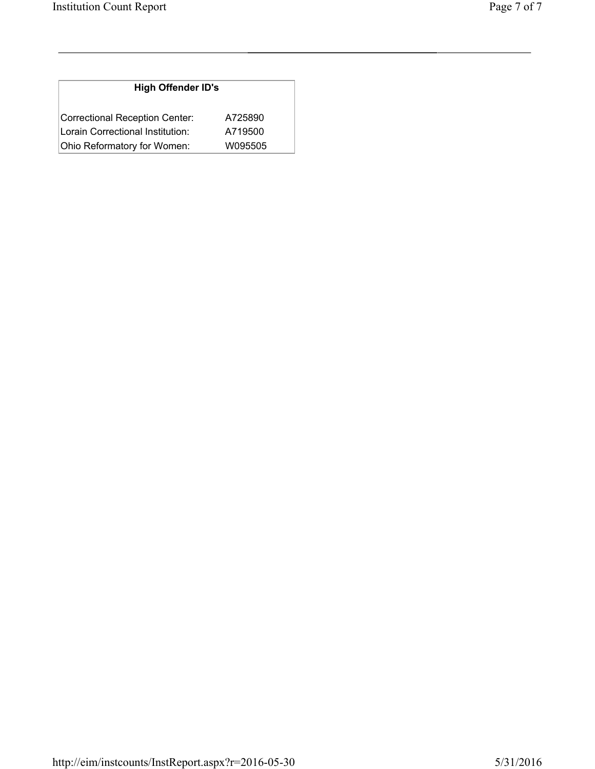| High Offender ID's | |
|---|---|
| Correctional Reception Center: | A725890 |
| Lorain Correctional Institution: | A719500 |
| Ohio Reformatory for Women: | W095505 |